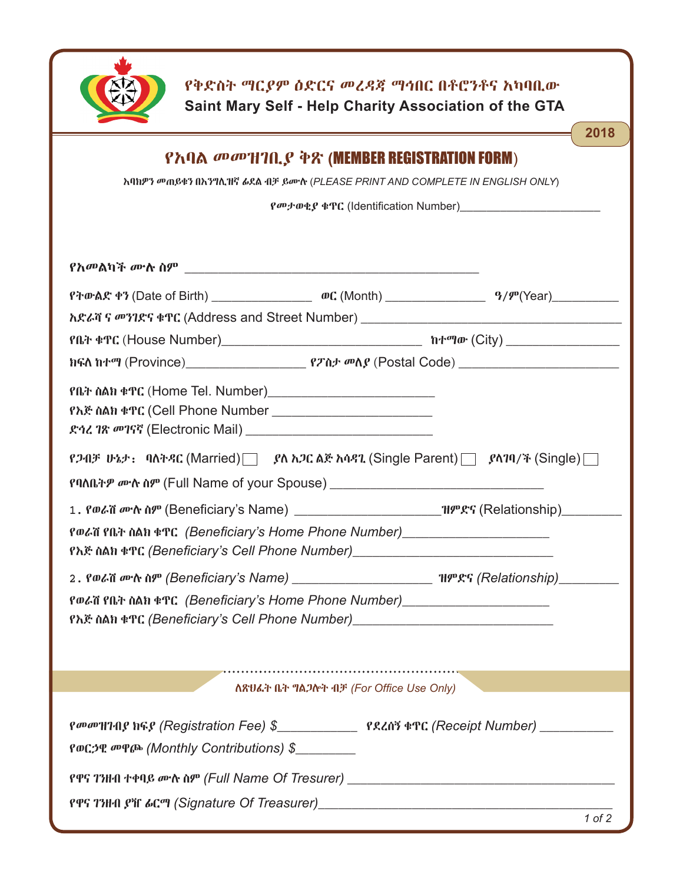**የቅድስት ማርያም ዕድርና መረዳጃ ማኅበር በቶሮንቶና አካባቢው**

**Saint Mary Self - Help Charity Association of the GTA**

**2018**

# የአባል መመዝገቢያ ቅጽ (MEMBER REGISTRATION FORM)

አባክዎን መጠይቁን በእንግሊዝኛ ፊደል ብቻ ይሙሉ (*PLEASE PRINT AND COMPLETE IN ENGLISH ONLY*)

የመታወቂያ ቁጥር (Identification Number)______________________

የአመልካች ሙሉ ስም ____________________________________________

የትውልድ ቀን (Date of Birth) _______________ ወር (Month) _______________ ዓ/ም(Year)__________

አድራሻ ና መንገድና ቁጥር (Address and Street Number) ______________________________________

የቤት ቁጥር (House Number)______________________________ ከተማው (City) ________________

ክፍለ ከተማ (Province)_________________ የፖስታ መለያ (Postal Code) ______________________

የቤት ስልክ ቁጥር (Home Tel. Number)________________________

የእጅ ስልክ ቁጥር (Cell Phone Number ________________________

ድኅረ ገጽ መገናኛ (Electronic Mail) __________________________

የጋብቻ ሁኔታ፥ ባለትዳር (Married) ☐ ያለ አጋር ልጅ አሳዳጊ (Single Parent) ☐ ያላገባ/ች (Single) ☐

የባለቤትዎ ሙሉ ስም (Full Name of your Spouse) ______________________________

1. የወራሽ ሙሉ ስም (Beneficiary's Name) ____________________ዝምድና (Relationship)________

የወራሽ የቤት ስልክ ቁጥር *(Beneficiary's Home Phone Number)*____________________

የእጅ ስልክ ቁጥር *(Beneficiary's Cell Phone Number)*____________________________

2. የወራሽ ሙሉ ስም *(Beneficiary's Name)* ____________________ ዝምድና *(Relationship)*________

የወራሽ የቤት ስልክ ቁጥር *(Beneficiary's Home Phone Number)*____________________

የእጅ ስልክ ቁጥር *(Beneficiary's Cell Phone Number)*____________________________

### ለጽህፈት ቤት ግልጋሎት ብቻ *(For Office Use Only)*

የመመዝገብያ ክፍያ *(Registration Fee) $*___________ የደረሰኝ ቁጥር *(Receipt Number)* __________

የወርኃዊ መዋጮ *(Monthly Contributions) $*________

የዋና ገንዘብ ተቀባይ ሙሉ ስም *(Full Name Of Tresurer)* ______________________________________

የዋና ገንዘብ ያዥ ፊርማ *(Signature Of Treasurer)*_________________________________________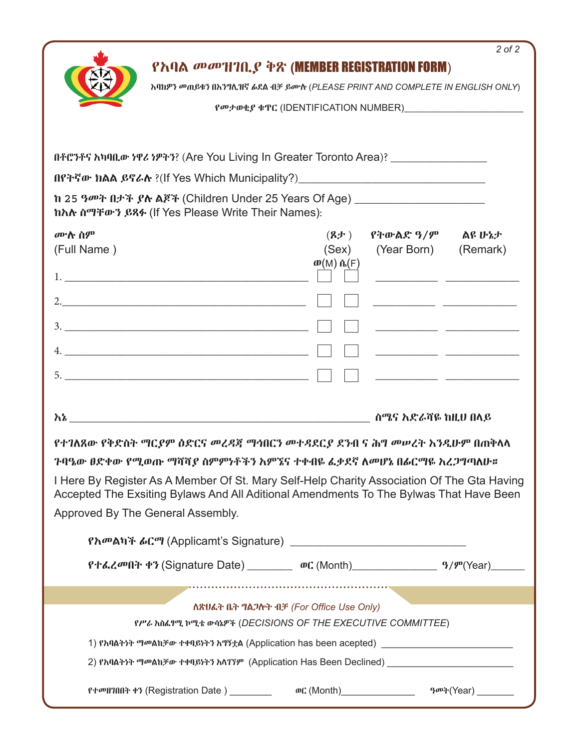# የአባል መመዝገቢያ ቅጽ (MEMBER REGISTRATION FORM)

አባክዎን መጠይቁን በእንግሊዝኛ ፊደል ብቻ ይሙሉ (*PLEASE PRINT AND COMPLETE IN ENGLISH ONLY*)

የመታወቂያ ቁጥር (IDENTIFICATION NUMBER)______________________

**በቶሮንቶና አካባቢው ነዋሪ ነዎትን**? (Are You Living In Greater Toronto Area)? ________________

**በየትኛው ክልል ይኖራሉ** ?(If Yes Which Municipality?)________________________________

**ከ 25 ዓመት በታች ያሉ ልጆች** (Children Under 25 Years Of Age) _____________________
**ከአሉ ስማቸውን ይጻፉ** (If Yes Please Write Their Names):

| ሙሉ ስም (Full Name ) | (ጾታ ) (Sex) ወ(M) | ሴ(F) | የትውልድ ዓ/ም (Year Born) | ልዩ ሁኔታ (Remark) |
|---|---|---|---|---|
| 1. | ☐ | ☐ | | |
| 2. | ☐ | ☐ | | |
| 3. | ☐ | ☐ | | |
| 4. | ☐ | ☐ | | |
| 5. | ☐ | ☐ | | |

**እኔ** _______________________________________________ **ስሜና አድራሻዬ ከዚህ በላይ**

***የተገለጸው የቅድስት ማርያም ዕድርና መረዳጃ ማኅበርን መተዳደርያ ደንብ ና ሕግ መሠረት እንዲሁም በጠቅላላ ጉባዔው ፀድቀው የሚወጡ ማሻሻያ ስምምነቶችን አምኜና ተቀብዬ ፈቃደኛ ለመሆኔ በፊርማዬ አረጋግጣለሁ።***

I Here By Register As A Member Of St. Mary Self-Help Charity Association Of The Gta Having Accepted The Exsiting Bylaws And All Aditional Amendments To The Bylwas That Have Been Approved By The General Assembly.

**የአመልካች ፊርማ** (Applicamt's Signature) ______________________________

**የተፈረመበት ቀን** (Signature Date) ________ **ወር** (Month)______________ **ዓ/ም**(Year)______

---

### ለጽህፈት ቤት ግልጋሎት ብቻ (*For Office Use Only*)

የሥራ አስፈፃሚ ኮሚቴ ውሳኔዎች (*DECISIONS OF THE EXECUTIVE COMMITTEE*)

1) የአባልትነት ማመልከቻው ተቀባይነትን አግኝቷል (Application has been acepted) ________________________

2) የአባልትነት ማመልከቻው ተቀባይነትን አላገኘም (Application Has Been Declined) ________________________

የተመዘገበበት ቀን (Registration Date ) ________ ወር (Month)______________ ዓመት(Year) _______